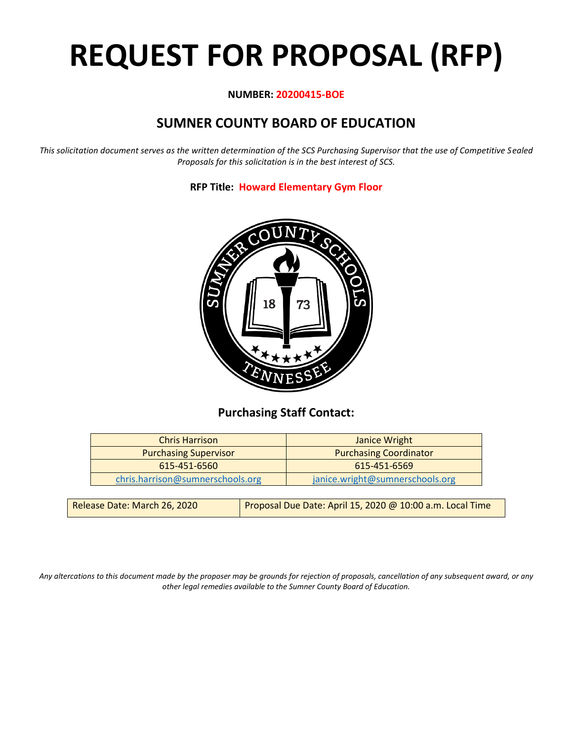# REQUEST FOR PROPOSAL (RFP)

**NUMBER: 20200415-BOE**

## SUMNER COUNTY BOARD OF EDUCATION

*This solicitation document serves as the written determination of the SCS Purchasing Supervisor that the use of Competitive Sealed Proposals for this solicitation is in the best interest of SCS.*

**RFP Title: Howard Elementary Gym Floor**

### Purchasing Staff Contact:

| Chris Harrison | Janice Wright |
|---|---|
| Purchasing Supervisor | Purchasing Coordinator |
| 615-451-6560 | 615-451-6569 |
| chris.harrison@sumnerschools.org | janice.wright@sumnerschools.org |

| Release Date: March 26, 2020 | Proposal Due Date: April 15, 2020 @ 10:00 a.m. Local Time |
|---|---|

*Any altercations to this document made by the proposer may be grounds for rejection of proposals, cancellation of any subsequent award, or any other legal remedies available to the Sumner County Board of Education.*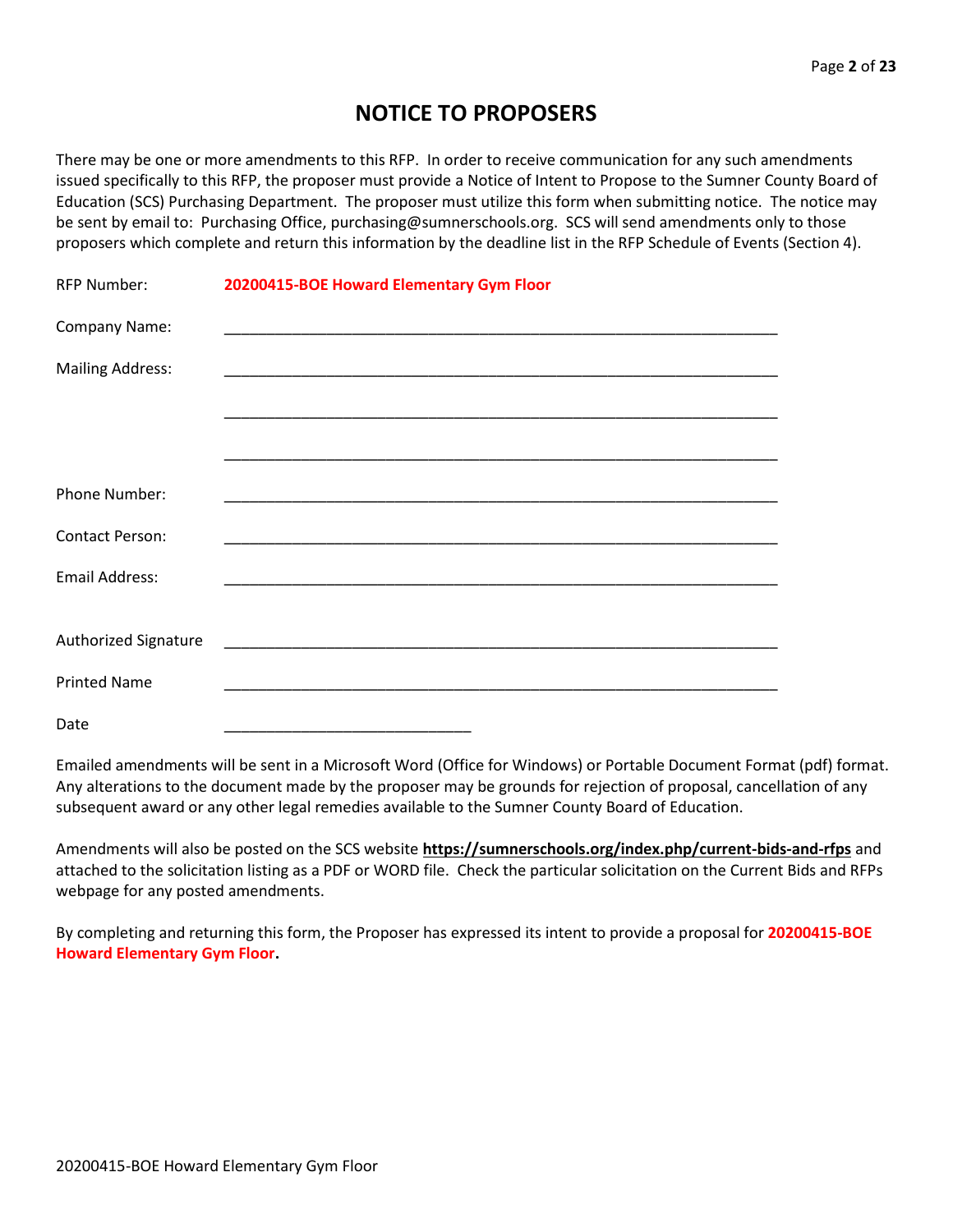# NOTICE TO PROPOSERS

There may be one or more amendments to this RFP. In order to receive communication for any such amendments issued specifically to this RFP, the proposer must provide a Notice of Intent to Propose to the Sumner County Board of Education (SCS) Purchasing Department. The proposer must utilize this form when submitting notice. The notice may be sent by email to: Purchasing Office, purchasing@sumnerschools.org. SCS will send amendments only to those proposers which complete and return this information by the deadline list in the RFP Schedule of Events (Section 4).

RFP Number: **20200415-BOE Howard Elementary Gym Floor**

Company Name: ____________________________________________________________________

Mailing Address: ____________________________________________________________________

____________________________________________________________________

____________________________________________________________________

Phone Number: ____________________________________________________________________

Contact Person: ____________________________________________________________________

Email Address: ____________________________________________________________________

Authorized Signature ____________________________________________________________________

Printed Name ____________________________________________________________________

Date ______________________________

Emailed amendments will be sent in a Microsoft Word (Office for Windows) or Portable Document Format (pdf) format. Any alterations to the document made by the proposer may be grounds for rejection of proposal, cancellation of any subsequent award or any other legal remedies available to the Sumner County Board of Education.

Amendments will also be posted on the SCS website **https://sumnerschools.org/index.php/current-bids-and-rfps** and attached to the solicitation listing as a PDF or WORD file. Check the particular solicitation on the Current Bids and RFPs webpage for any posted amendments.

By completing and returning this form, the Proposer has expressed its intent to provide a proposal for **20200415-BOE Howard Elementary Gym Floor.**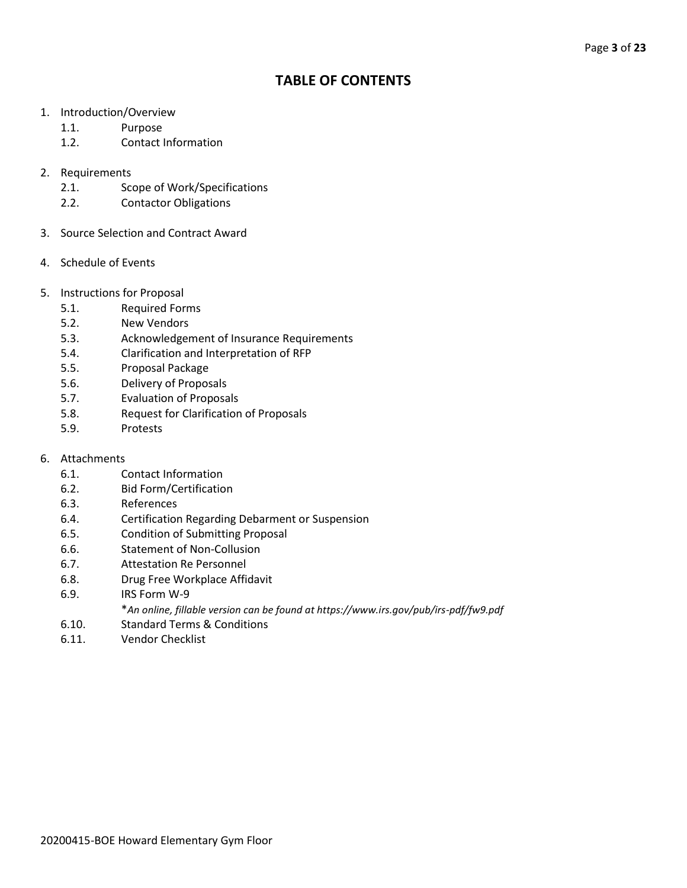# TABLE OF CONTENTS

1. Introduction/Overview
    - 1.1. Purpose
    - 1.2. Contact Information
2. Requirements
    - 2.1. Scope of Work/Specifications
    - 2.2. Contactor Obligations
3. Source Selection and Contract Award
4. Schedule of Events
5. Instructions for Proposal
    - 5.1. Required Forms
    - 5.2. New Vendors
    - 5.3. Acknowledgement of Insurance Requirements
    - 5.4. Clarification and Interpretation of RFP
    - 5.5. Proposal Package
    - 5.6. Delivery of Proposals
    - 5.7. Evaluation of Proposals
    - 5.8. Request for Clarification of Proposals
    - 5.9. Protests
6. Attachments
    - 6.1. Contact Information
    - 6.2. Bid Form/Certification
    - 6.3. References
    - 6.4. Certification Regarding Debarment or Suspension
    - 6.5. Condition of Submitting Proposal
    - 6.6. Statement of Non-Collusion
    - 6.7. Attestation Re Personnel
    - 6.8. Drug Free Workplace Affidavit
    - 6.9. IRS Form W-9
      
      **An online, fillable version can be found at https://www.irs.gov/pub/irs-pdf/fw9.pdf*
    - 6.10. Standard Terms & Conditions
    - 6.11. Vendor Checklist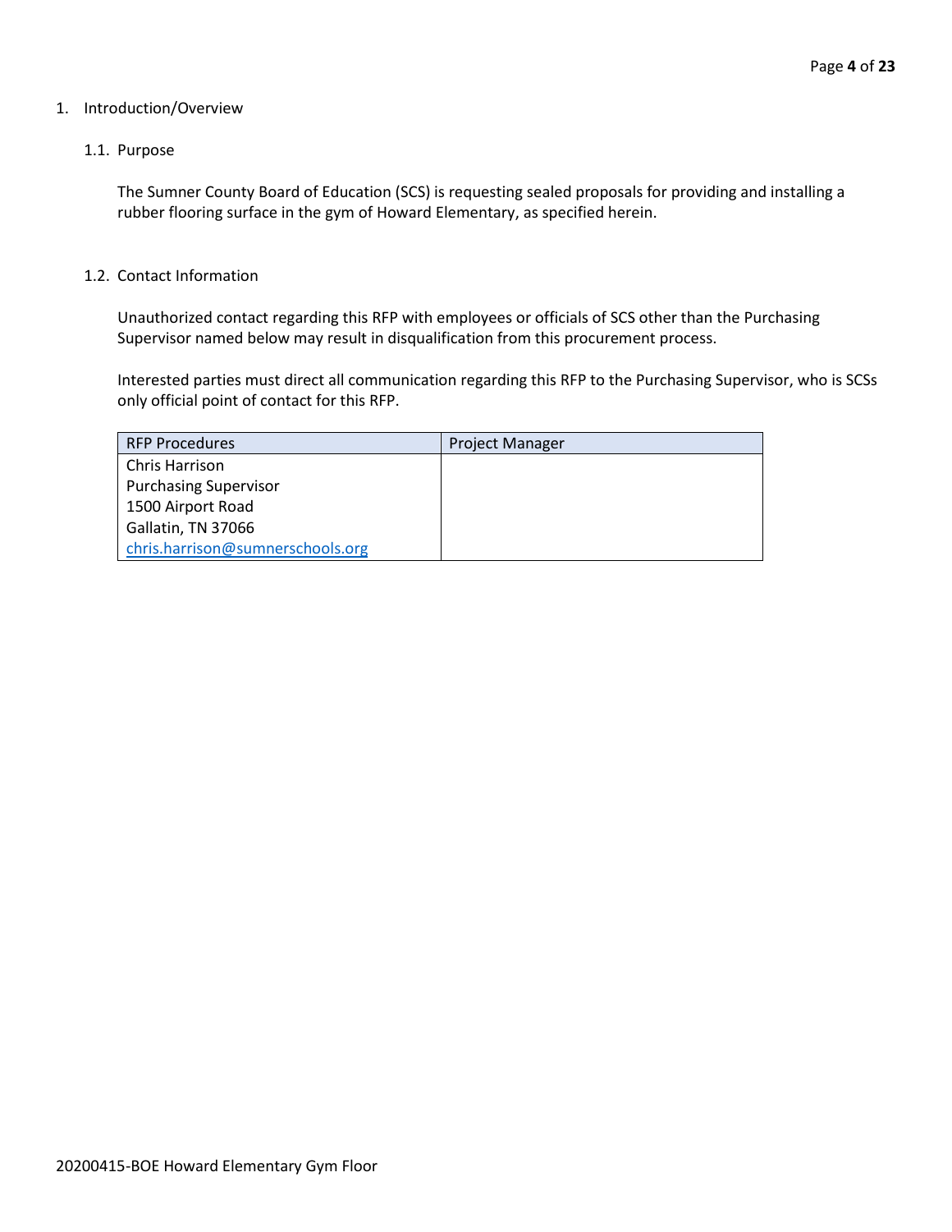## 1. Introduction/Overview

### 1.1. Purpose

The Sumner County Board of Education (SCS) is requesting sealed proposals for providing and installing a rubber flooring surface in the gym of Howard Elementary, as specified herein.

### 1.2. Contact Information

Unauthorized contact regarding this RFP with employees or officials of SCS other than the Purchasing Supervisor named below may result in disqualification from this procurement process.

Interested parties must direct all communication regarding this RFP to the Purchasing Supervisor, who is SCSs only official point of contact for this RFP.

| RFP Procedures | Project Manager |
| --- | --- |
| Chris Harrison<br>Purchasing Supervisor<br>1500 Airport Road<br>Gallatin, TN 37066<br>chris.harrison@sumnerschools.org | |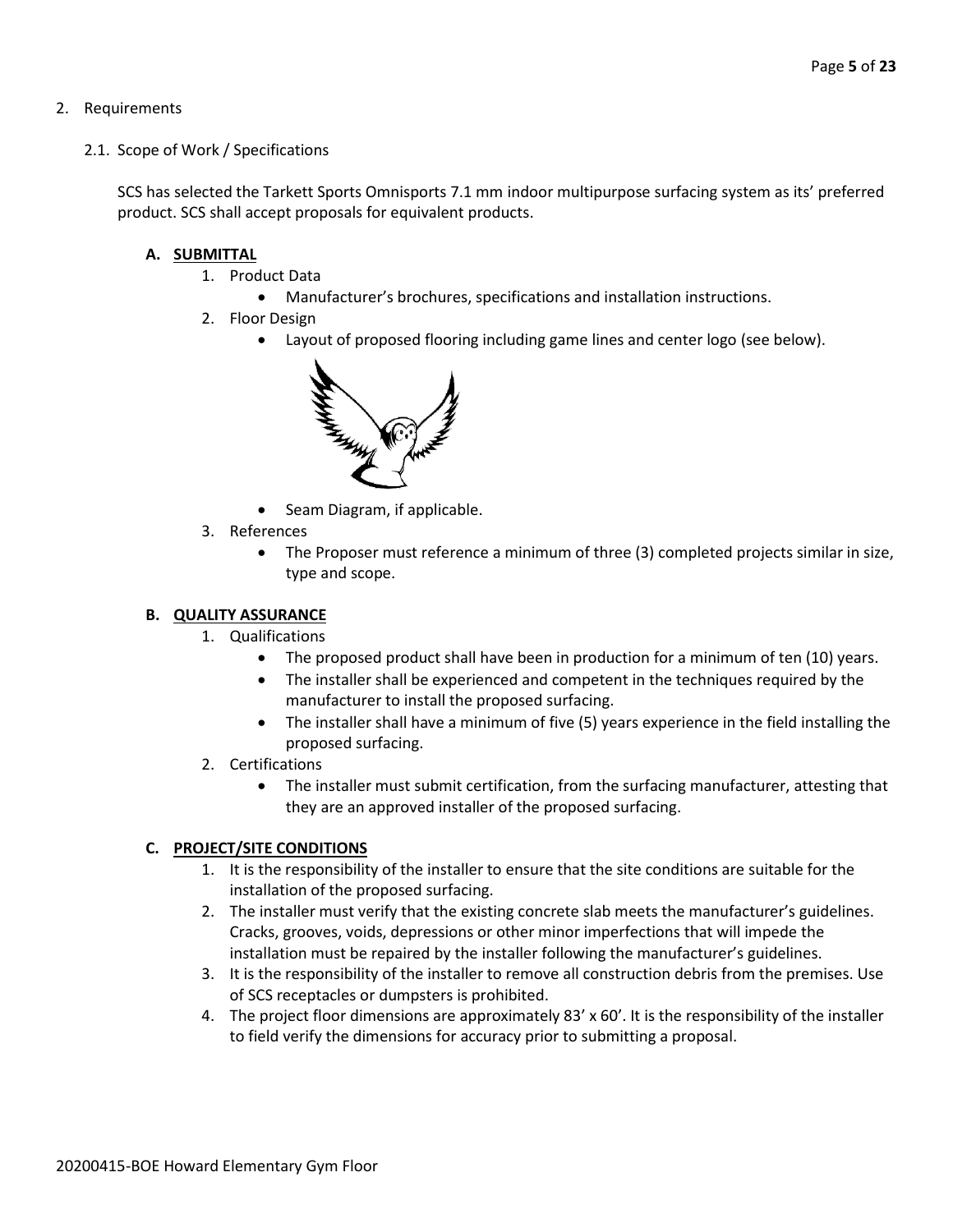2. Requirements

   2.1. Scope of Work / Specifications

SCS has selected the Tarkett Sports Omnisports 7.1 mm indoor multipurpose surfacing system as its' preferred product. SCS shall accept proposals for equivalent products.

**A. SUBMITTAL**

1. Product Data
   - Manufacturer's brochures, specifications and installation instructions.
2. Floor Design
   - Layout of proposed flooring including game lines and center logo (see below).
   - Seam Diagram, if applicable.
3. References
   - The Proposer must reference a minimum of three (3) completed projects similar in size, type and scope.

**B. QUALITY ASSURANCE**

1. Qualifications
   - The proposed product shall have been in production for a minimum of ten (10) years.
   - The installer shall be experienced and competent in the techniques required by the manufacturer to install the proposed surfacing.
   - The installer shall have a minimum of five (5) years experience in the field installing the proposed surfacing.
2. Certifications
   - The installer must submit certification, from the surfacing manufacturer, attesting that they are an approved installer of the proposed surfacing.

**C. PROJECT/SITE CONDITIONS**

1. It is the responsibility of the installer to ensure that the site conditions are suitable for the installation of the proposed surfacing.
2. The installer must verify that the existing concrete slab meets the manufacturer's guidelines. Cracks, grooves, voids, depressions or other minor imperfections that will impede the installation must be repaired by the installer following the manufacturer's guidelines.
3. It is the responsibility of the installer to remove all construction debris from the premises. Use of SCS receptacles or dumpsters is prohibited.
4. The project floor dimensions are approximately 83' x 60'. It is the responsibility of the installer to field verify the dimensions for accuracy prior to submitting a proposal.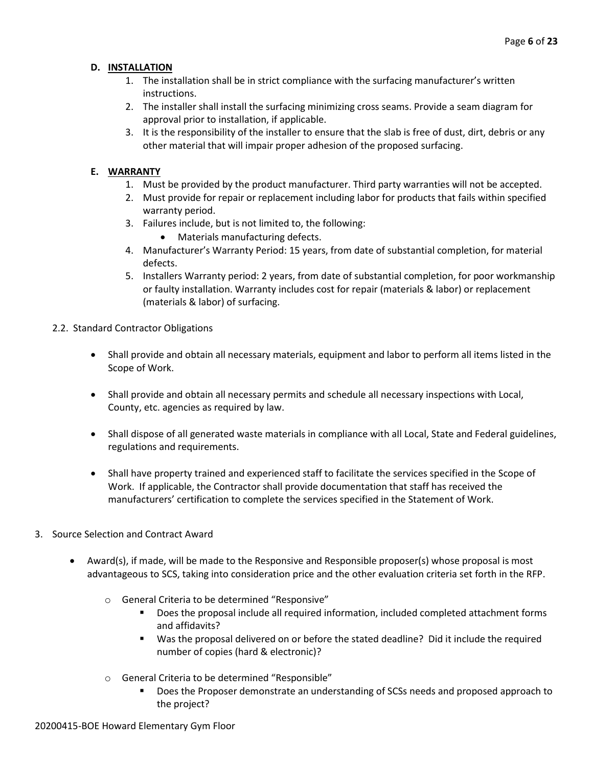### D. INSTALLATION

1. The installation shall be in strict compliance with the surfacing manufacturer's written instructions.
2. The installer shall install the surfacing minimizing cross seams. Provide a seam diagram for approval prior to installation, if applicable.
3. It is the responsibility of the installer to ensure that the slab is free of dust, dirt, debris or any other material that will impair proper adhesion of the proposed surfacing.

### E. WARRANTY

1. Must be provided by the product manufacturer. Third party warranties will not be accepted.
2. Must provide for repair or replacement including labor for products that fails within specified warranty period.
3. Failures include, but is not limited to, the following:
   - Materials manufacturing defects.
4. Manufacturer's Warranty Period: 15 years, from date of substantial completion, for material defects.
5. Installers Warranty period: 2 years, from date of substantial completion, for poor workmanship or faulty installation. Warranty includes cost for repair (materials & labor) or replacement (materials & labor) of surfacing.

2.2. Standard Contractor Obligations

- Shall provide and obtain all necessary materials, equipment and labor to perform all items listed in the Scope of Work.
- Shall provide and obtain all necessary permits and schedule all necessary inspections with Local, County, etc. agencies as required by law.
- Shall dispose of all generated waste materials in compliance with all Local, State and Federal guidelines, regulations and requirements.
- Shall have property trained and experienced staff to facilitate the services specified in the Scope of Work. If applicable, the Contractor shall provide documentation that staff has received the manufacturers' certification to complete the services specified in the Statement of Work.

3. Source Selection and Contract Award

- Award(s), if made, will be made to the Responsive and Responsible proposer(s) whose proposal is most advantageous to SCS, taking into consideration price and the other evaluation criteria set forth in the RFP.
  - General Criteria to be determined "Responsive"
    - Does the proposal include all required information, included completed attachment forms and affidavits?
    - Was the proposal delivered on or before the stated deadline? Did it include the required number of copies (hard & electronic)?
  - General Criteria to be determined "Responsible"
    - Does the Proposer demonstrate an understanding of SCSs needs and proposed approach to the project?

20200415-BOE Howard Elementary Gym Floor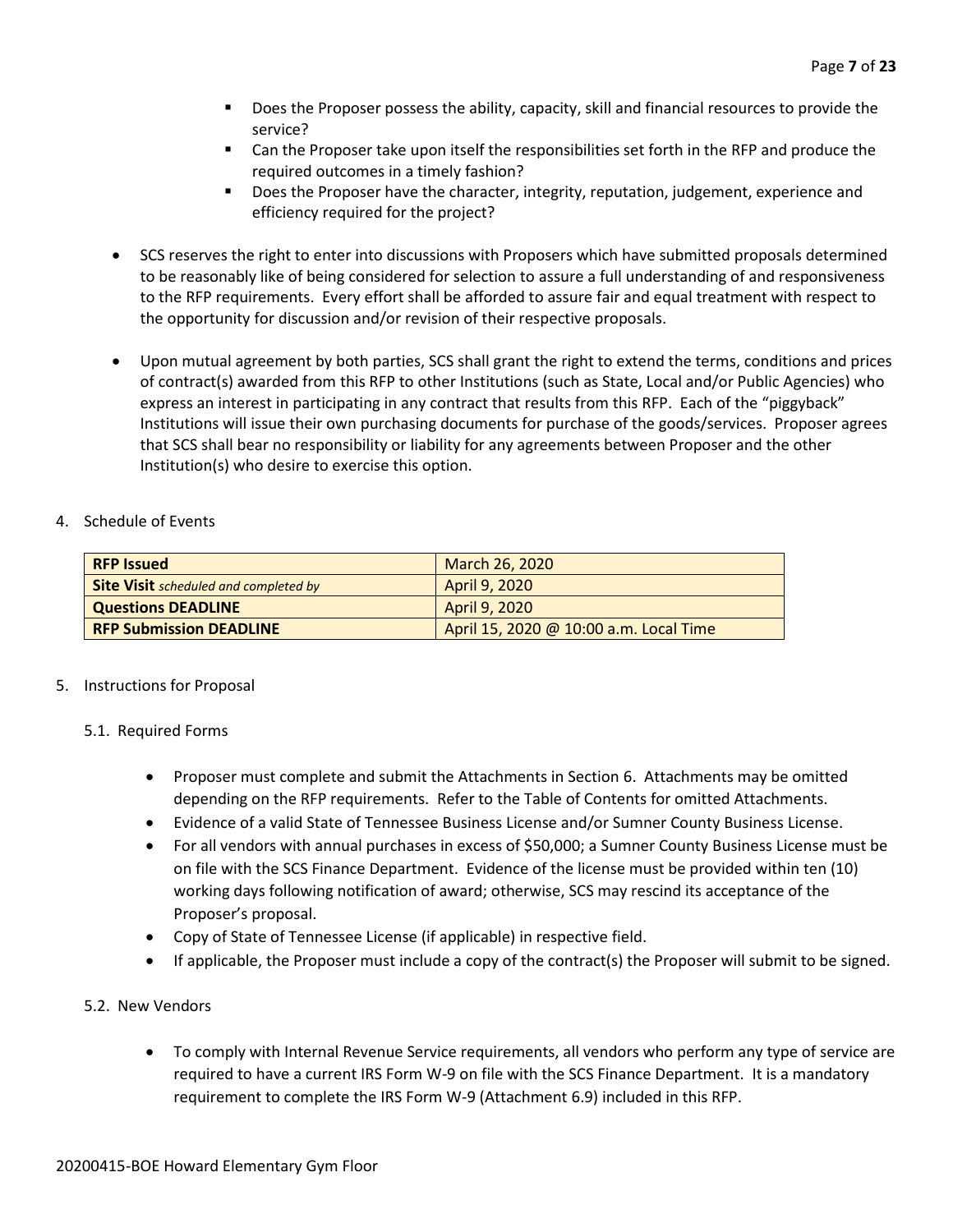- Does the Proposer possess the ability, capacity, skill and financial resources to provide the service?
- Can the Proposer take upon itself the responsibilities set forth in the RFP and produce the required outcomes in a timely fashion?
- Does the Proposer have the character, integrity, reputation, judgement, experience and efficiency required for the project?

- SCS reserves the right to enter into discussions with Proposers which have submitted proposals determined to be reasonably like of being considered for selection to assure a full understanding of and responsiveness to the RFP requirements. Every effort shall be afforded to assure fair and equal treatment with respect to the opportunity for discussion and/or revision of their respective proposals.

- Upon mutual agreement by both parties, SCS shall grant the right to extend the terms, conditions and prices of contract(s) awarded from this RFP to other Institutions (such as State, Local and/or Public Agencies) who express an interest in participating in any contract that results from this RFP. Each of the "piggyback" Institutions will issue their own purchasing documents for purchase of the goods/services. Proposer agrees that SCS shall bear no responsibility or liability for any agreements between Proposer and the other Institution(s) who desire to exercise this option.

4. Schedule of Events

| | |
|---|---|
| **RFP Issued** | March 26, 2020 |
| **Site Visit** *scheduled and completed by* | April 9, 2020 |
| **Questions DEADLINE** | April 9, 2020 |
| **RFP Submission DEADLINE** | April 15, 2020 @ 10:00 a.m. Local Time |

5. Instructions for Proposal

5.1. Required Forms

- Proposer must complete and submit the Attachments in Section 6. Attachments may be omitted depending on the RFP requirements. Refer to the Table of Contents for omitted Attachments.
- Evidence of a valid State of Tennessee Business License and/or Sumner County Business License.
- For all vendors with annual purchases in excess of $50,000; a Sumner County Business License must be on file with the SCS Finance Department. Evidence of the license must be provided within ten (10) working days following notification of award; otherwise, SCS may rescind its acceptance of the Proposer's proposal.
- Copy of State of Tennessee License (if applicable) in respective field.
- If applicable, the Proposer must include a copy of the contract(s) the Proposer will submit to be signed.

5.2. New Vendors

- To comply with Internal Revenue Service requirements, all vendors who perform any type of service are required to have a current IRS Form W-9 on file with the SCS Finance Department. It is a mandatory requirement to complete the IRS Form W-9 (Attachment 6.9) included in this RFP.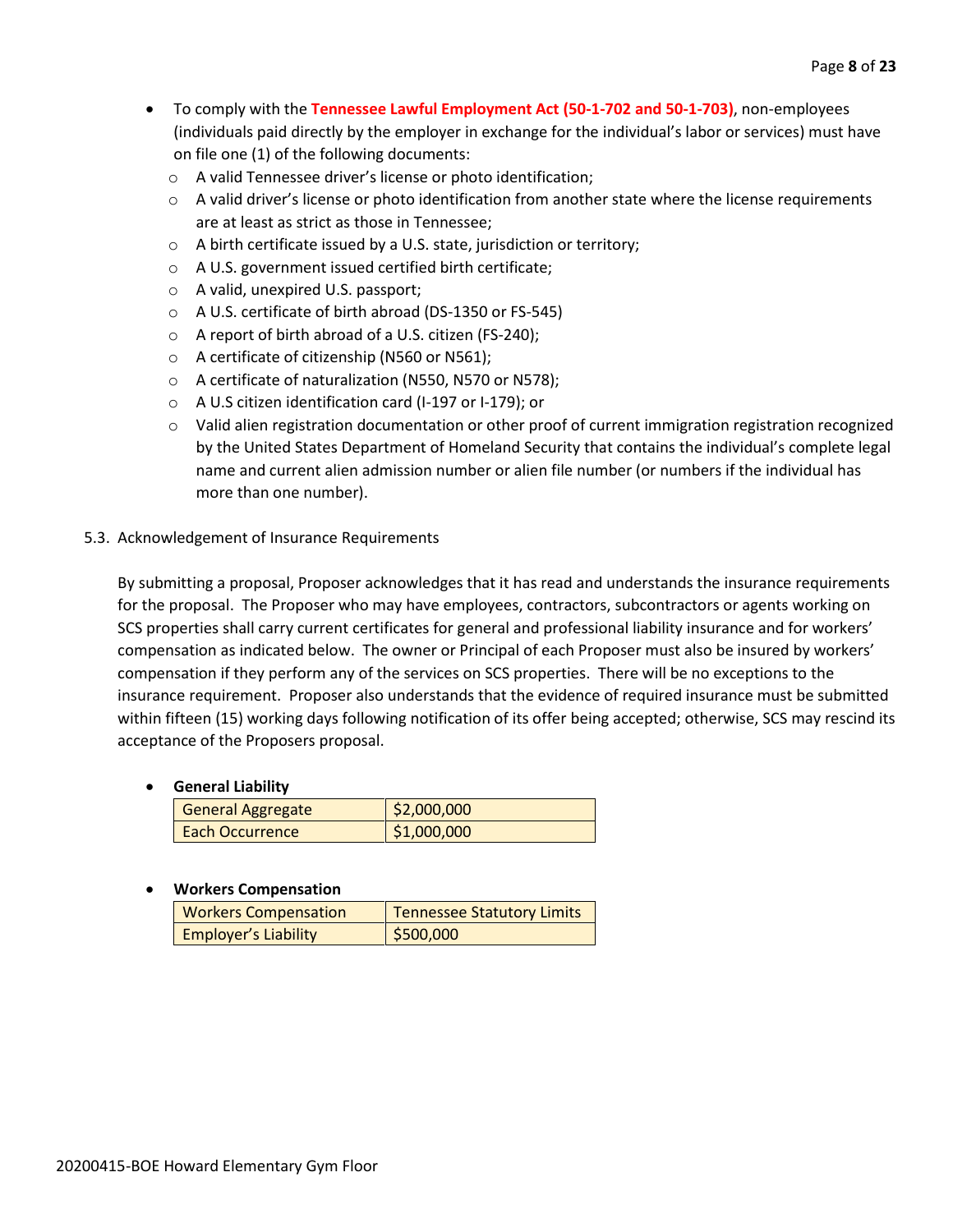- To comply with the **Tennessee Lawful Employment Act (50-1-702 and 50-1-703)**, non-employees (individuals paid directly by the employer in exchange for the individual's labor or services) must have on file one (1) of the following documents:
  - A valid Tennessee driver's license or photo identification;
  - A valid driver's license or photo identification from another state where the license requirements are at least as strict as those in Tennessee;
  - A birth certificate issued by a U.S. state, jurisdiction or territory;
  - A U.S. government issued certified birth certificate;
  - A valid, unexpired U.S. passport;
  - A U.S. certificate of birth abroad (DS-1350 or FS-545)
  - A report of birth abroad of a U.S. citizen (FS-240);
  - A certificate of citizenship (N560 or N561);
  - A certificate of naturalization (N550, N570 or N578);
  - A U.S citizen identification card (I-197 or I-179); or
  - Valid alien registration documentation or other proof of current immigration registration recognized by the United States Department of Homeland Security that contains the individual's complete legal name and current alien admission number or alien file number (or numbers if the individual has more than one number).

5.3. Acknowledgement of Insurance Requirements

By submitting a proposal, Proposer acknowledges that it has read and understands the insurance requirements for the proposal. The Proposer who may have employees, contractors, subcontractors or agents working on SCS properties shall carry current certificates for general and professional liability insurance and for workers' compensation as indicated below. The owner or Principal of each Proposer must also be insured by workers' compensation if they perform any of the services on SCS properties. There will be no exceptions to the insurance requirement. Proposer also understands that the evidence of required insurance must be submitted within fifteen (15) working days following notification of its offer being accepted; otherwise, SCS may rescind its acceptance of the Proposers proposal.

- **General Liability**

| General Aggregate | $2,000,000 |
|---|---|
| Each Occurrence | $1,000,000 |

- **Workers Compensation**

| Workers Compensation | Tennessee Statutory Limits |
|---|---|
| Employer's Liability | $500,000 |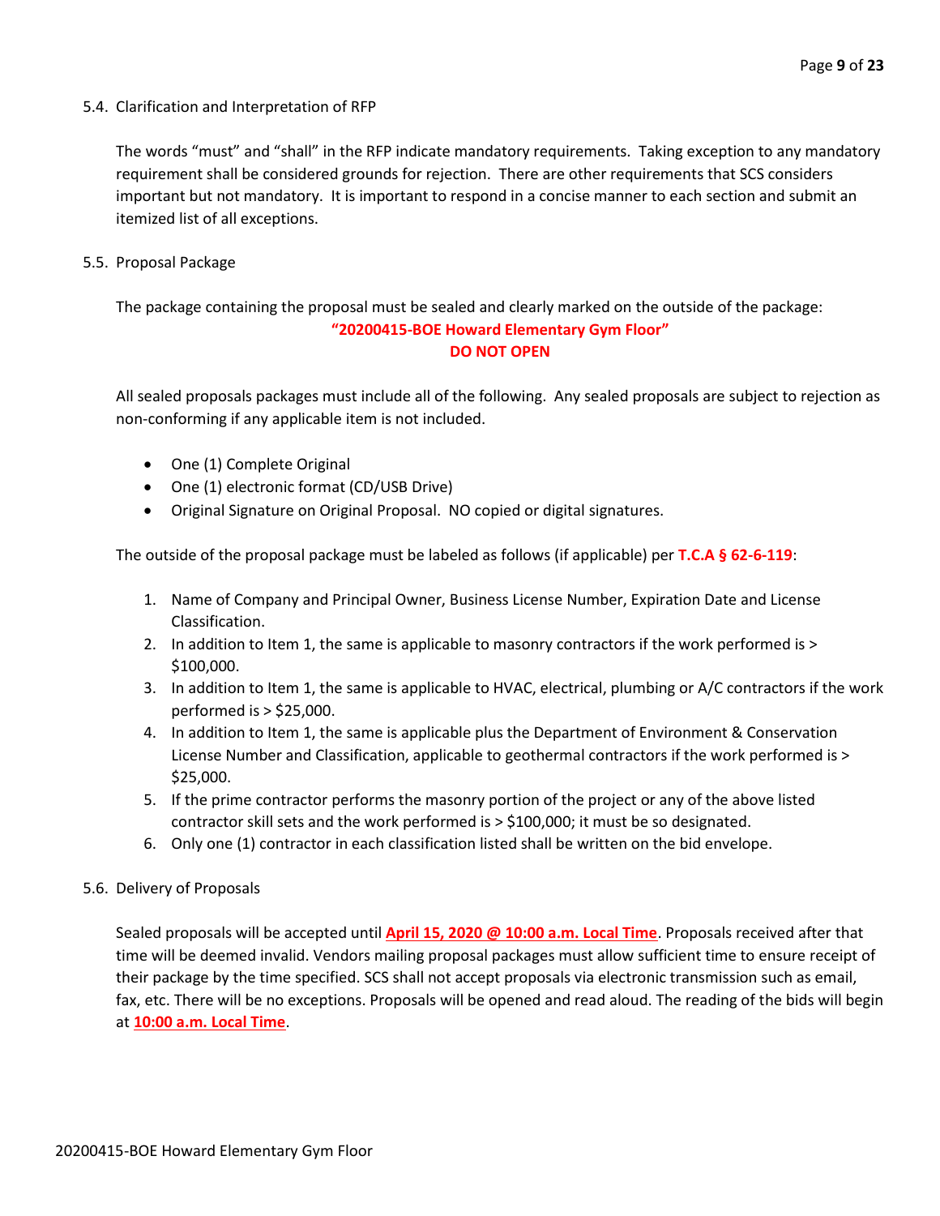## 5.4. Clarification and Interpretation of RFP

The words "must" and "shall" in the RFP indicate mandatory requirements. Taking exception to any mandatory requirement shall be considered grounds for rejection. There are other requirements that SCS considers important but not mandatory. It is important to respond in a concise manner to each section and submit an itemized list of all exceptions.

## 5.5. Proposal Package

The package containing the proposal must be sealed and clearly marked on the outside of the package:

**"20200415-BOE Howard Elementary Gym Floor"**
**DO NOT OPEN**

All sealed proposals packages must include all of the following. Any sealed proposals are subject to rejection as non-conforming if any applicable item is not included.

- One (1) Complete Original
- One (1) electronic format (CD/USB Drive)
- Original Signature on Original Proposal. NO copied or digital signatures.

The outside of the proposal package must be labeled as follows (if applicable) per **T.C.A § 62-6-119**:

1. Name of Company and Principal Owner, Business License Number, Expiration Date and License Classification.
2. In addition to Item 1, the same is applicable to masonry contractors if the work performed is > $100,000.
3. In addition to Item 1, the same is applicable to HVAC, electrical, plumbing or A/C contractors if the work performed is > $25,000.
4. In addition to Item 1, the same is applicable plus the Department of Environment & Conservation License Number and Classification, applicable to geothermal contractors if the work performed is > $25,000.
5. If the prime contractor performs the masonry portion of the project or any of the above listed contractor skill sets and the work performed is > $100,000; it must be so designated.
6. Only one (1) contractor in each classification listed shall be written on the bid envelope.

## 5.6. Delivery of Proposals

Sealed proposals will be accepted until **April 15, 2020 @ 10:00 a.m. Local Time**. Proposals received after that time will be deemed invalid. Vendors mailing proposal packages must allow sufficient time to ensure receipt of their package by the time specified. SCS shall not accept proposals via electronic transmission such as email, fax, etc. There will be no exceptions. Proposals will be opened and read aloud. The reading of the bids will begin at **10:00 a.m. Local Time**.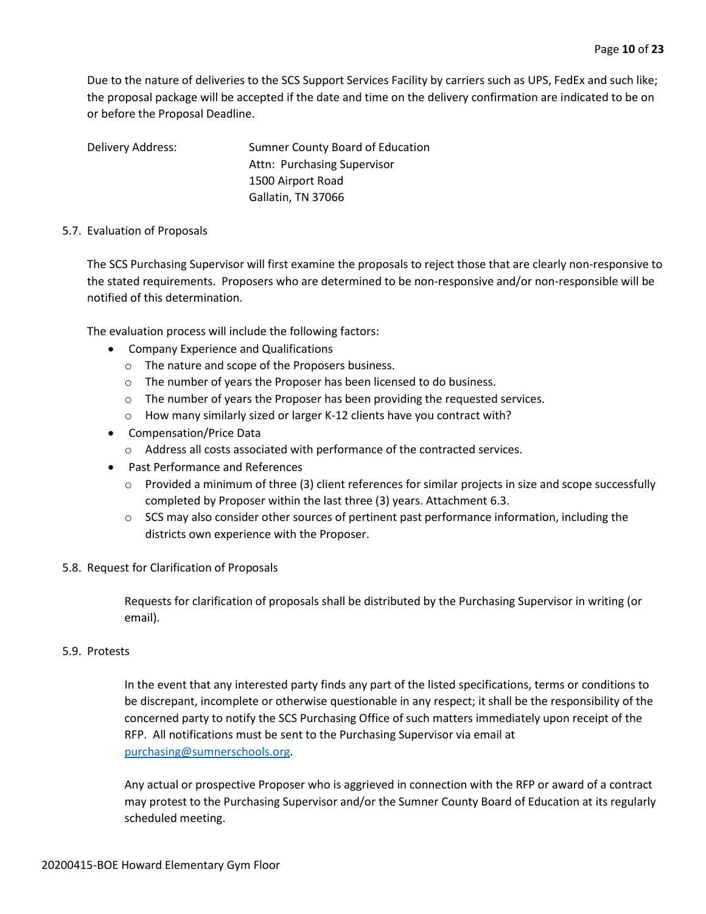Due to the nature of deliveries to the SCS Support Services Facility by carriers such as UPS, FedEx and such like; the proposal package will be accepted if the date and time on the delivery confirmation are indicated to be on or before the Proposal Deadline.

Delivery Address: Sumner County Board of Education
Attn: Purchasing Supervisor
1500 Airport Road
Gallatin, TN 37066

5.7. Evaluation of Proposals

The SCS Purchasing Supervisor will first examine the proposals to reject those that are clearly non-responsive to the stated requirements. Proposers who are determined to be non-responsive and/or non-responsible will be notified of this determination.

The evaluation process will include the following factors:

- Company Experience and Qualifications
  - The nature and scope of the Proposers business.
  - The number of years the Proposer has been licensed to do business.
  - The number of years the Proposer has been providing the requested services.
  - How many similarly sized or larger K-12 clients have you contract with?
- Compensation/Price Data
  - Address all costs associated with performance of the contracted services.
- Past Performance and References
  - Provided a minimum of three (3) client references for similar projects in size and scope successfully completed by Proposer within the last three (3) years. Attachment 6.3.
  - SCS may also consider other sources of pertinent past performance information, including the districts own experience with the Proposer.

5.8. Request for Clarification of Proposals

Requests for clarification of proposals shall be distributed by the Purchasing Supervisor in writing (or email).

5.9. Protests

In the event that any interested party finds any part of the listed specifications, terms or conditions to be discrepant, incomplete or otherwise questionable in any respect; it shall be the responsibility of the concerned party to notify the SCS Purchasing Office of such matters immediately upon receipt of the RFP. All notifications must be sent to the Purchasing Supervisor via email at purchasing@sumnerschools.org.

Any actual or prospective Proposer who is aggrieved in connection with the RFP or award of a contract may protest to the Purchasing Supervisor and/or the Sumner County Board of Education at its regularly scheduled meeting.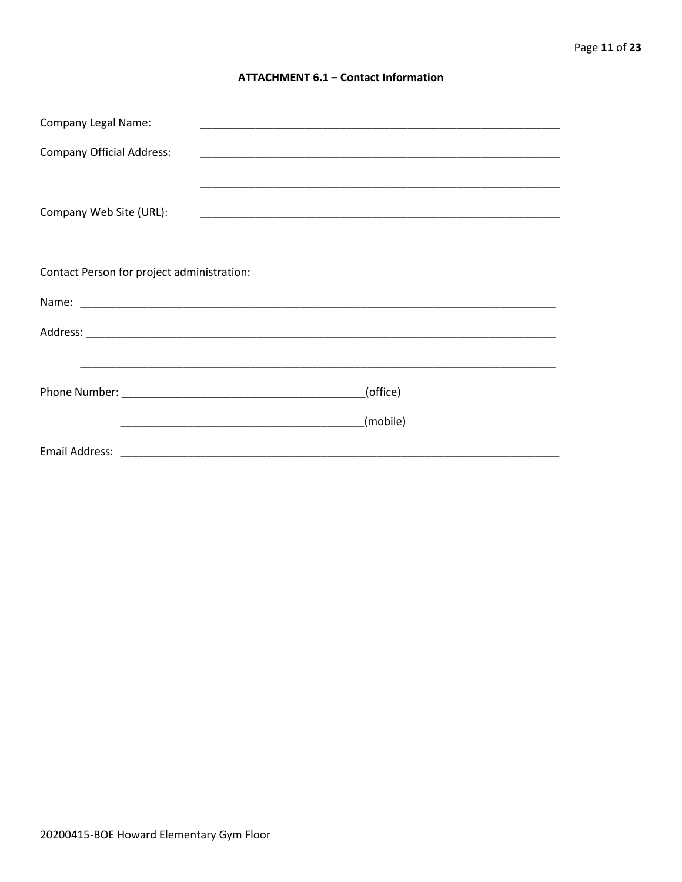## ATTACHMENT 6.1 – Contact Information

Company Legal Name: ____________________________________________________________

Company Official Address: ____________________________________________________________

____________________________________________________________

Company Web Site (URL): ____________________________________________________________

Contact Person for project administration:

Name: ________________________________________________________________________________

Address: ______________________________________________________________________________

________________________________________________________________________________

Phone Number: ________________________________________(office)

________________________________________(mobile)

Email Address: __________________________________________________________________________

20200415-BOE Howard Elementary Gym Floor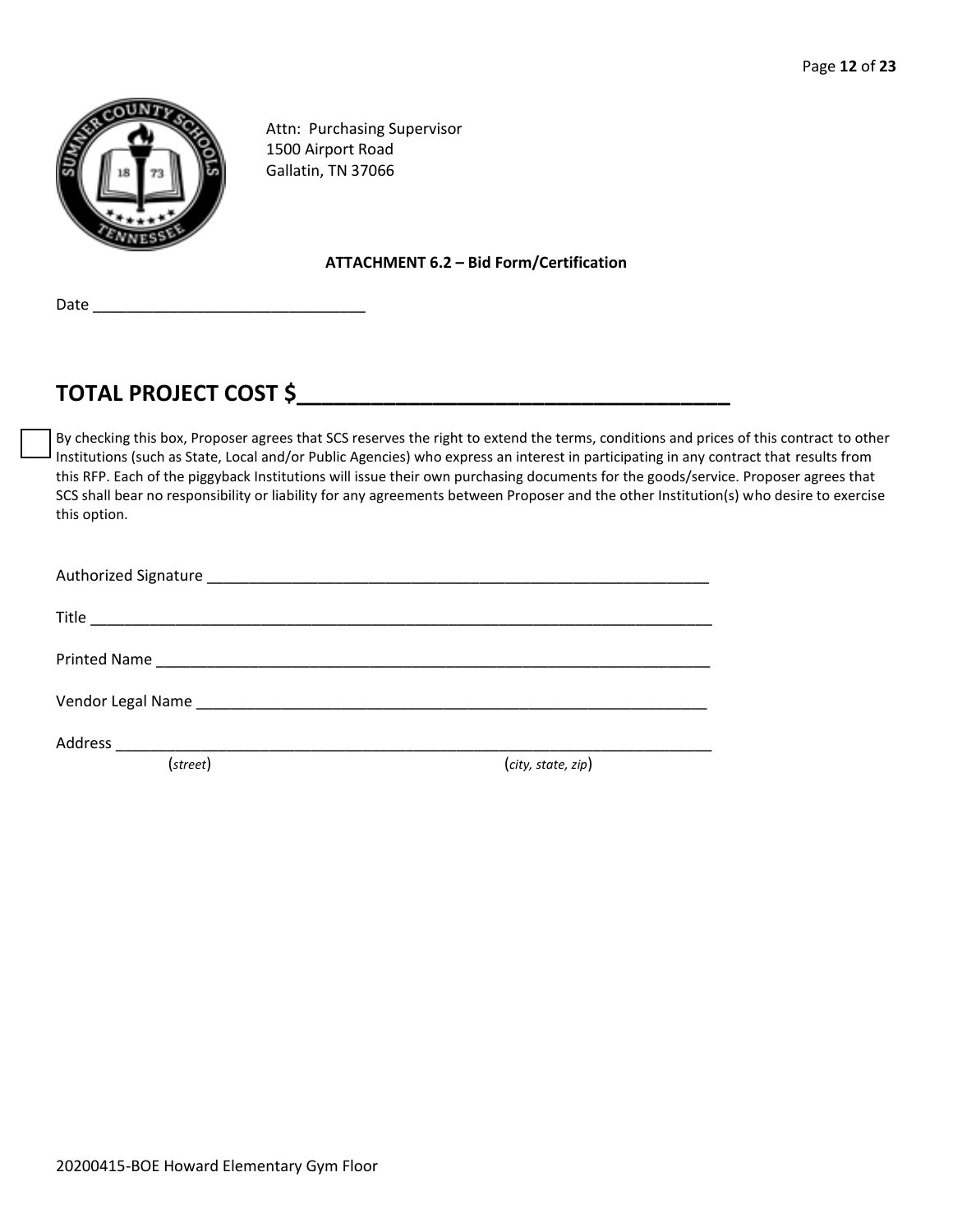Attn: Purchasing Supervisor
1500 Airport Road
Gallatin, TN 37066

**ATTACHMENT 6.2 – Bid Form/Certification**

Date _______________________________

# TOTAL PROJECT COST $___________________________________

☐ By checking this box, Proposer agrees that SCS reserves the right to extend the terms, conditions and prices of this contract to other Institutions (such as State, Local and/or Public Agencies) who express an interest in participating in any contract that results from this RFP. Each of the piggyback Institutions will issue their own purchasing documents for the goods/service. Proposer agrees that SCS shall bear no responsibility or liability for any agreements between Proposer and the other Institution(s) who desire to exercise this option.

Authorized Signature ___________________________________________________________

Title _________________________________________________________________________

Printed Name __________________________________________________________________

Vendor Legal Name _____________________________________________________________

Address ______________________________________________________________________
(*street*) (*city, state, zip*)

20200415-BOE Howard Elementary Gym Floor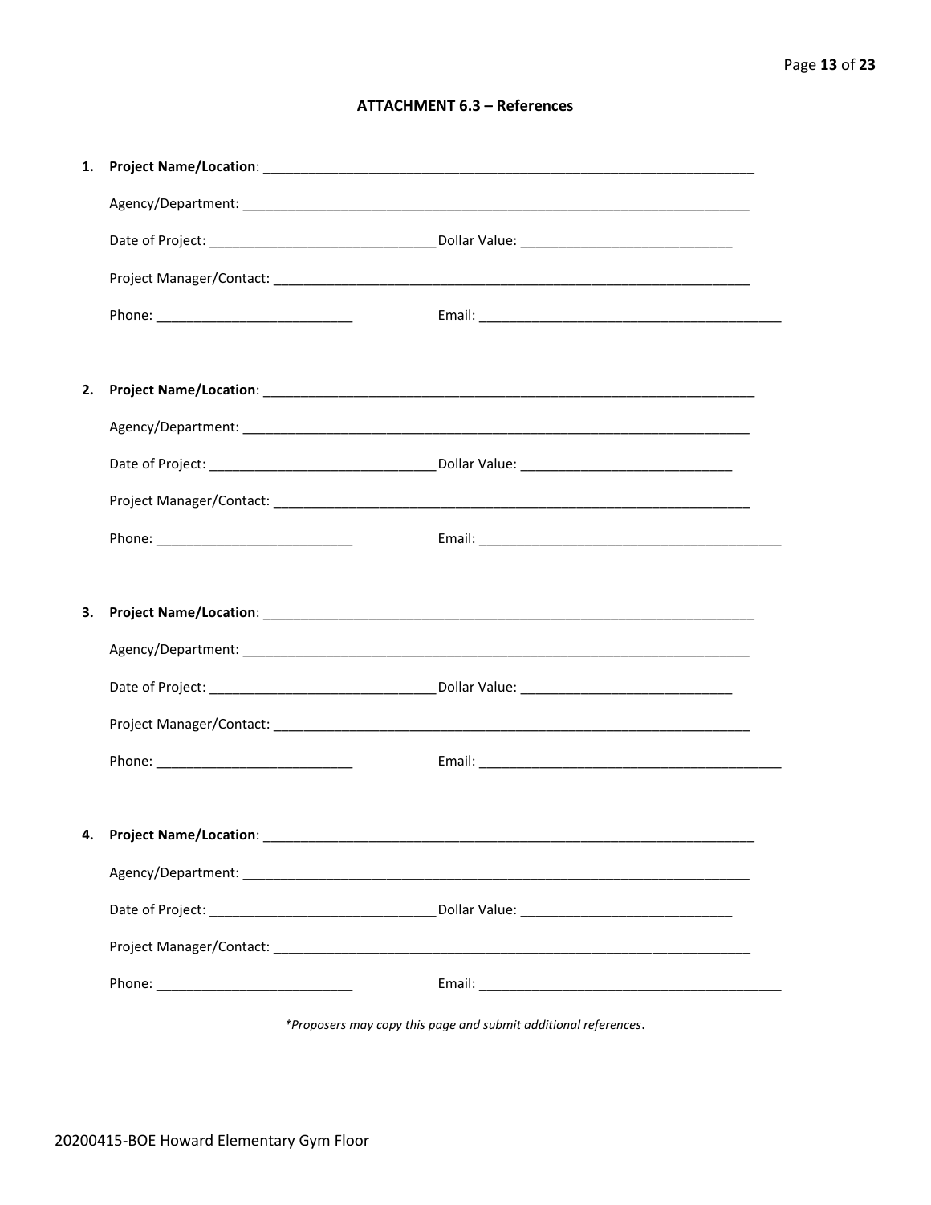## ATTACHMENT 6.3 – References

1. **Project Name/Location**: ____________________________________________

   Agency/Department: ____________________________________________

   Date of Project: ______________________ Dollar Value: ______________________

   Project Manager/Contact: ____________________________________________

   Phone: ____________________ Email: ______________________________

2. **Project Name/Location**: ____________________________________________

   Agency/Department: ____________________________________________

   Date of Project: ______________________ Dollar Value: ______________________

   Project Manager/Contact: ____________________________________________

   Phone: ____________________ Email: ______________________________

3. **Project Name/Location**: ____________________________________________

   Agency/Department: ____________________________________________

   Date of Project: ______________________ Dollar Value: ______________________

   Project Manager/Contact: ____________________________________________

   Phone: ____________________ Email: ______________________________

4. **Project Name/Location**: ____________________________________________

   Agency/Department: ____________________________________________

   Date of Project: ______________________ Dollar Value: ______________________

   Project Manager/Contact: ____________________________________________

   Phone: ____________________ Email: ______________________________

*\*Proposers may copy this page and submit additional references.*

20200415-BOE Howard Elementary Gym Floor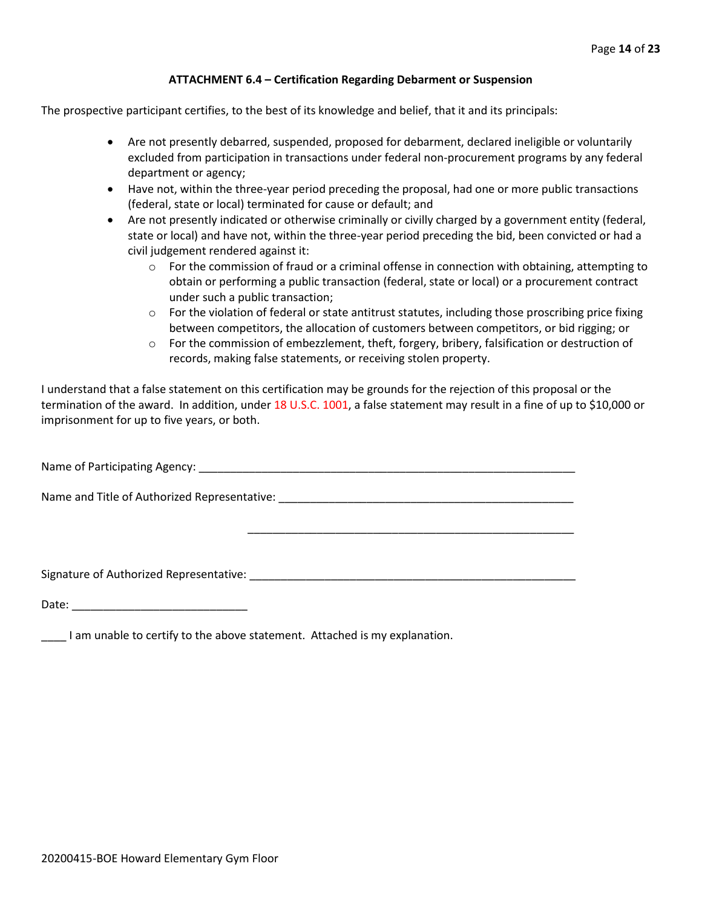## ATTACHMENT 6.4 – Certification Regarding Debarment or Suspension

The prospective participant certifies, to the best of its knowledge and belief, that it and its principals:

- Are not presently debarred, suspended, proposed for debarment, declared ineligible or voluntarily excluded from participation in transactions under federal non-procurement programs by any federal department or agency;
- Have not, within the three-year period preceding the proposal, had one or more public transactions (federal, state or local) terminated for cause or default; and
- Are not presently indicated or otherwise criminally or civilly charged by a government entity (federal, state or local) and have not, within the three-year period preceding the bid, been convicted or had a civil judgement rendered against it:
  - For the commission of fraud or a criminal offense in connection with obtaining, attempting to obtain or performing a public transaction (federal, state or local) or a procurement contract under such a public transaction;
  - For the violation of federal or state antitrust statutes, including those proscribing price fixing between competitors, the allocation of customers between competitors, or bid rigging; or
  - For the commission of embezzlement, theft, forgery, bribery, falsification or destruction of records, making false statements, or receiving stolen property.

I understand that a false statement on this certification may be grounds for the rejection of this proposal or the termination of the award. In addition, under 18 U.S.C. 1001, a false statement may result in a fine of up to $10,000 or imprisonment for up to five years, or both.

Name of Participating Agency: ____________________________________________________________

Name and Title of Authorized Representative: ______________________________________________

______________________________________________

Signature of Authorized Representative: __________________________________________________

Date: ____________________________

____ I am unable to certify to the above statement. Attached is my explanation.

20200415-BOE Howard Elementary Gym Floor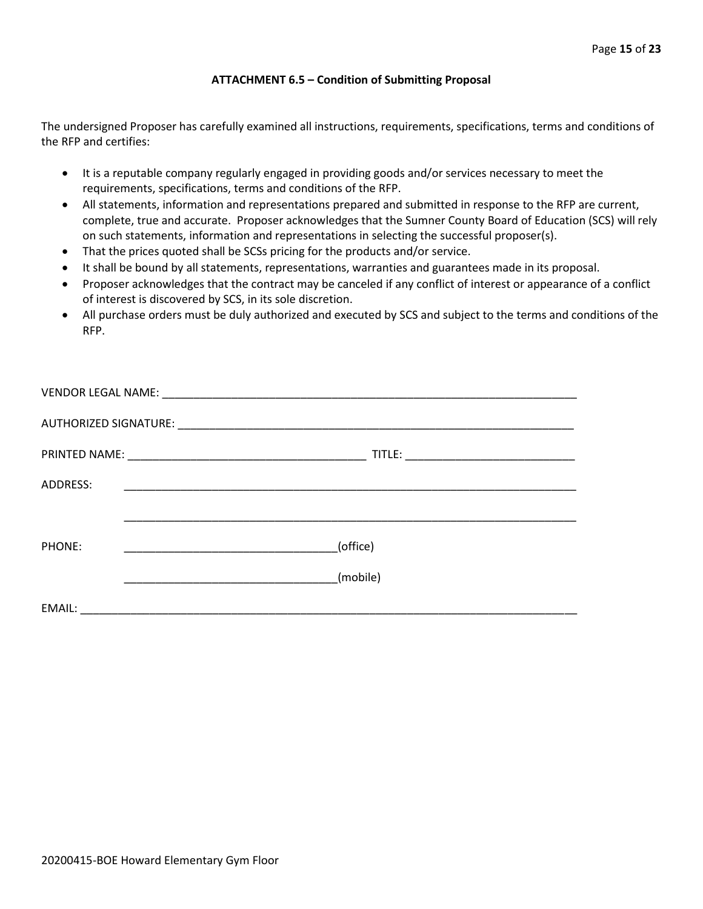### ATTACHMENT 6.5 – Condition of Submitting Proposal

The undersigned Proposer has carefully examined all instructions, requirements, specifications, terms and conditions of the RFP and certifies:

- It is a reputable company regularly engaged in providing goods and/or services necessary to meet the requirements, specifications, terms and conditions of the RFP.
- All statements, information and representations prepared and submitted in response to the RFP are current, complete, true and accurate. Proposer acknowledges that the Sumner County Board of Education (SCS) will rely on such statements, information and representations in selecting the successful proposer(s).
- That the prices quoted shall be SCSs pricing for the products and/or service.
- It shall be bound by all statements, representations, warranties and guarantees made in its proposal.
- Proposer acknowledges that the contract may be canceled if any conflict of interest or appearance of a conflict of interest is discovered by SCS, in its sole discretion.
- All purchase orders must be duly authorized and executed by SCS and subject to the terms and conditions of the RFP.

VENDOR LEGAL NAME: ____________________________________________________________________

AUTHORIZED SIGNATURE: _________________________________________________________________

PRINTED NAME: ______________________________________ TITLE: ___________________________

ADDRESS: ___________________________________________________________________________

___________________________________________________________________________

PHONE: _________________________________(office)

_________________________________(mobile)

EMAIL: _____________________________________________________________________________

20200415-BOE Howard Elementary Gym Floor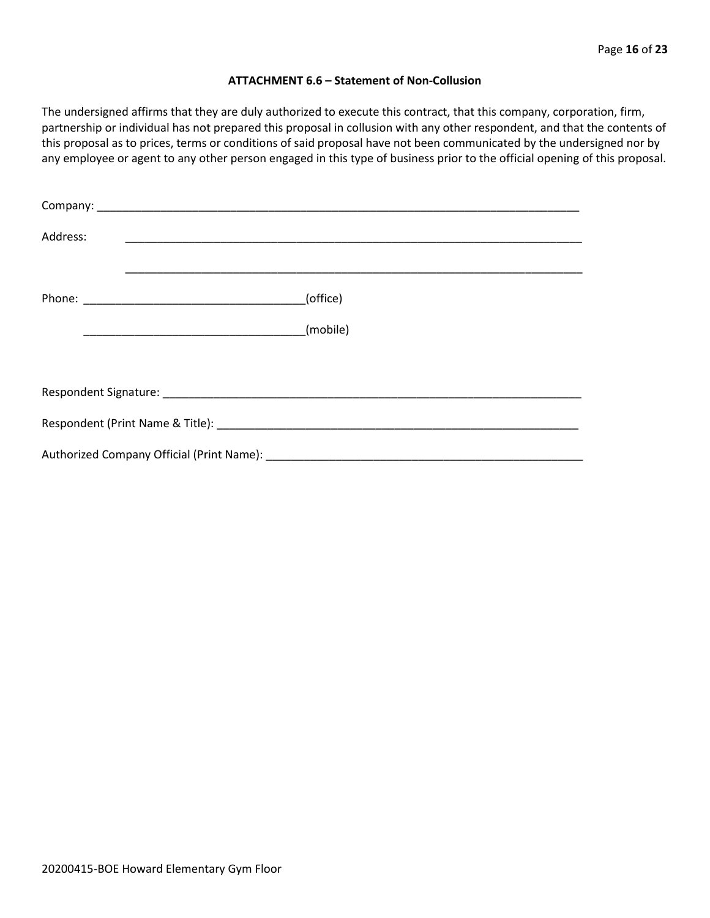**ATTACHMENT 6.6 – Statement of Non-Collusion**

The undersigned affirms that they are duly authorized to execute this contract, that this company, corporation, firm, partnership or individual has not prepared this proposal in collusion with any other respondent, and that the contents of this proposal as to prices, terms or conditions of said proposal have not been communicated by the undersigned nor by any employee or agent to any other person engaged in this type of business prior to the official opening of this proposal.

Company: ___________________________________________________________________________

Address: ___________________________________________________________________________

___________________________________________________________________________

Phone: ___________________________________(office)

___________________________________(mobile)

Respondent Signature: ___________________________________________________________________

Respondent (Print Name & Title): ___________________________________________________________

Authorized Company Official (Print Name): ____________________________________________________

20200415-BOE Howard Elementary Gym Floor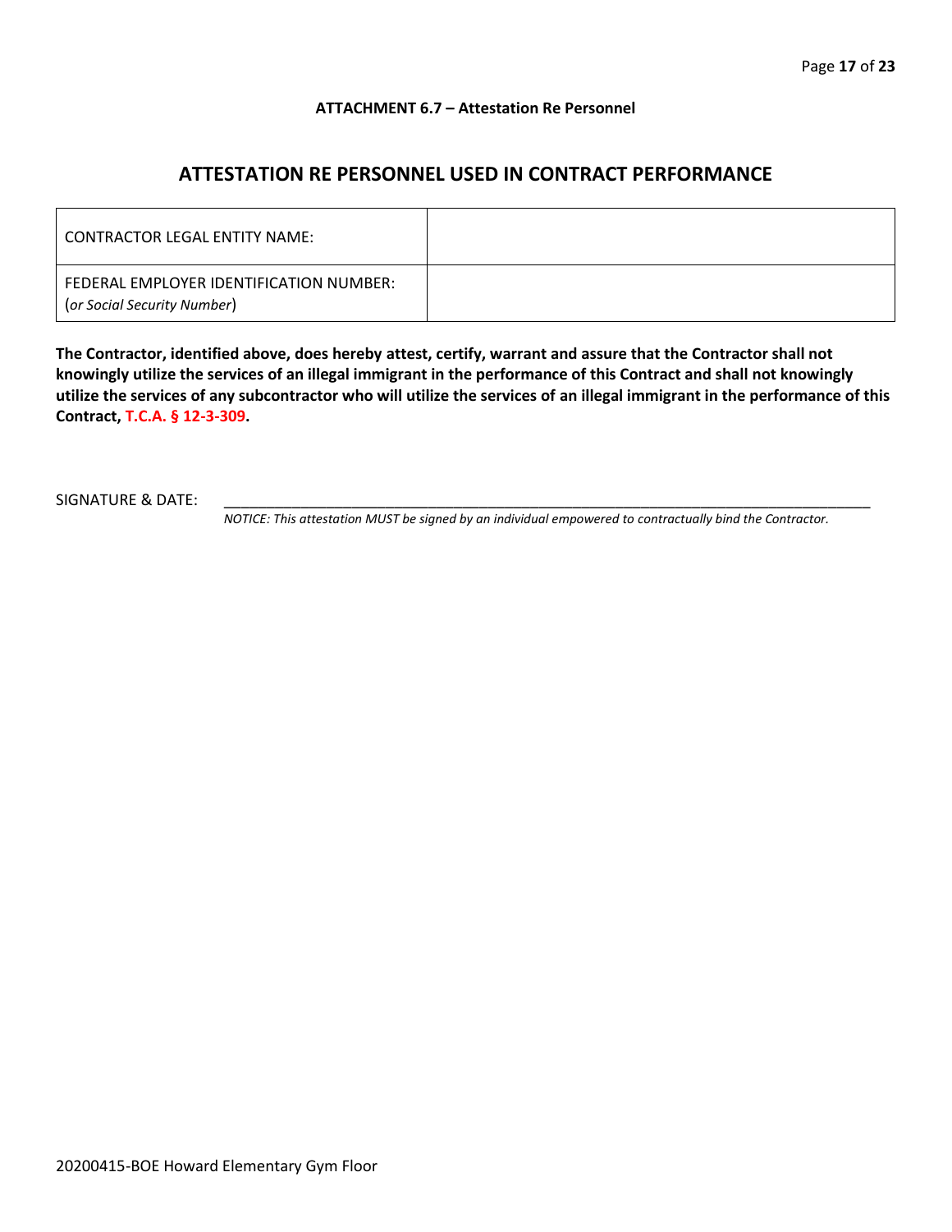**ATTACHMENT 6.7 – Attestation Re Personnel**

## ATTESTATION RE PERSONNEL USED IN CONTRACT PERFORMANCE

| CONTRACTOR LEGAL ENTITY NAME: | |
|---|---|
| FEDERAL EMPLOYER IDENTIFICATION NUMBER: (*or Social Security Number*) | |

**The Contractor, identified above, does hereby attest, certify, warrant and assure that the Contractor shall not knowingly utilize the services of an illegal immigrant in the performance of this Contract and shall not knowingly utilize the services of any subcontractor who will utilize the services of an illegal immigrant in the performance of this Contract, T.C.A. § 12-3-309.**

SIGNATURE & DATE: ___________________________________________________________________________

*NOTICE: This attestation MUST be signed by an individual empowered to contractually bind the Contractor.*

20200415-BOE Howard Elementary Gym Floor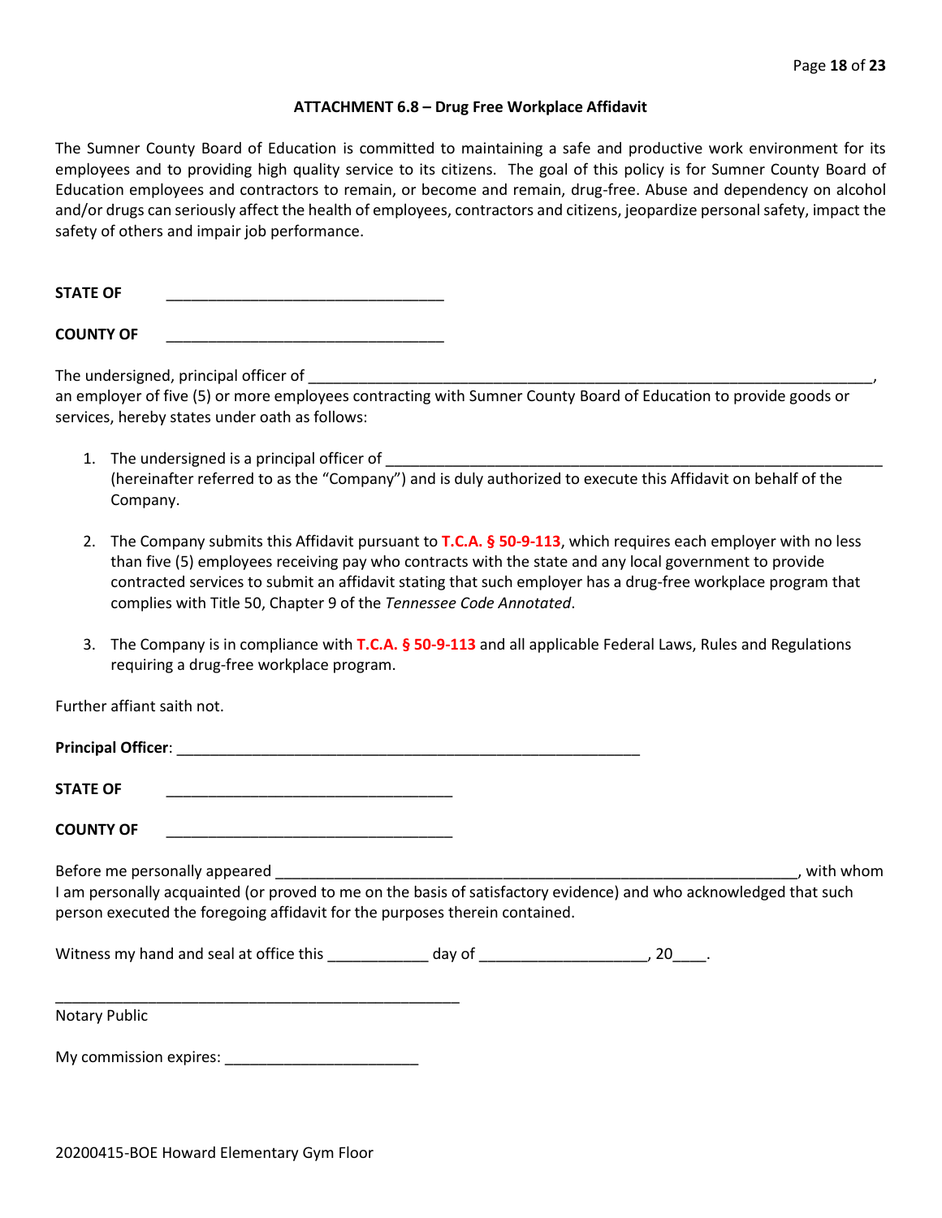### ATTACHMENT 6.8 – Drug Free Workplace Affidavit

The Sumner County Board of Education is committed to maintaining a safe and productive work environment for its employees and to providing high quality service to its citizens. The goal of this policy is for Sumner County Board of Education employees and contractors to remain, or become and remain, drug-free. Abuse and dependency on alcohol and/or drugs can seriously affect the health of employees, contractors and citizens, jeopardize personal safety, impact the safety of others and impair job performance.

**STATE OF** _________________________________

**COUNTY OF** _________________________________

The undersigned, principal officer of ____________________________________________________________________, an employer of five (5) or more employees contracting with Sumner County Board of Education to provide goods or services, hereby states under oath as follows:

1. The undersigned is a principal officer of ____________________________________________________________ (hereinafter referred to as the "Company") and is duly authorized to execute this Affidavit on behalf of the Company.

2. The Company submits this Affidavit pursuant to **T.C.A. § 50-9-113**, which requires each employer with no less than five (5) employees receiving pay who contracts with the state and any local government to provide contracted services to submit an affidavit stating that such employer has a drug-free workplace program that complies with Title 50, Chapter 9 of the *Tennessee Code Annotated*.

3. The Company is in compliance with **T.C.A. § 50-9-113** and all applicable Federal Laws, Rules and Regulations requiring a drug-free workplace program.

Further affiant saith not.

**Principal Officer**: _______________________________________________________

**STATE OF** __________________________________

**COUNTY OF** __________________________________

Before me personally appeared ______________________________________________________________, with whom I am personally acquainted (or proved to me on the basis of satisfactory evidence) and who acknowledged that such person executed the foregoing affidavit for the purposes therein contained.

Witness my hand and seal at office this ____________ day of ____________________, 20____.

_________________________________________________

Notary Public

My commission expires: _______________________

20200415-BOE Howard Elementary Gym Floor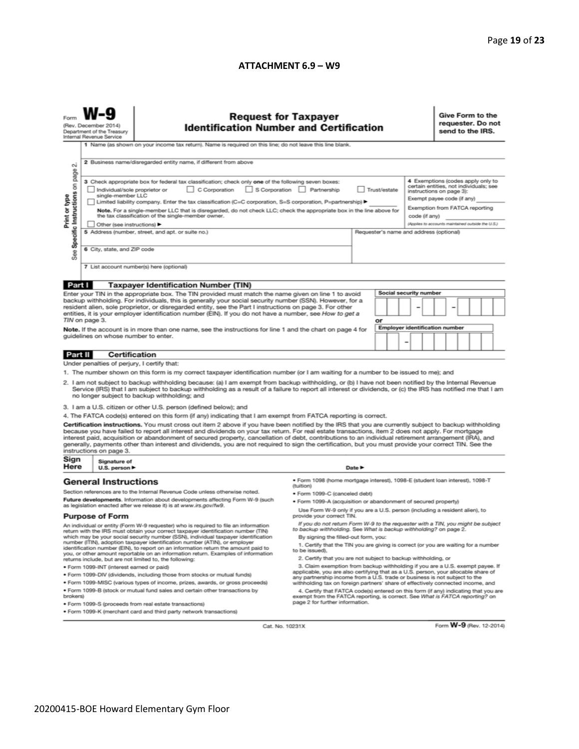## ATTACHMENT 6.9 – W9

Form **W-9**
(Rev. December 2014)
Department of the Treasury
Internal Revenue Service

# Request for Taxpayer Identification Number and Certification

**Give Form to the requester. Do not send to the IRS.**

Print or type
See **Specific Instructions** on page 2.

1 Name (as shown on your income tax return). Name is required on this line; do not leave this line blank.

2 Business name/disregarded entity name, if different from above

3 Check appropriate box for federal tax classification; check only **one** of the following seven boxes:

☐ Individual/sole proprietor or single-member LLC ☐ C Corporation ☐ S Corporation ☐ Partnership ☐ Trust/estate

☐ Limited liability company. Enter the tax classification (C=C corporation, S=S corporation, P=partnership) ▶ ________

**Note.** For a single-member LLC that is disregarded, do not check LLC; check the appropriate box in the line above for the tax classification of the single-member owner.

☐ Other (see instructions) ▶

**4** Exemptions (codes apply only to certain entities, not individuals; see instructions on page 3):

Exempt payee code (if any) ________

Exemption from FATCA reporting code (if any) ________

*(Applies to accounts maintained outside the U.S.)*

5 Address (number, street, and apt. or suite no.)

Requester's name and address (optional)

6 City, state, and ZIP code

7 List account number(s) here (optional)

## Part I Taxpayer Identification Number (TIN)

Enter your TIN in the appropriate box. The TIN provided must match the name given on line 1 to avoid backup withholding. For individuals, this is generally your social security number (SSN). However, for a resident alien, sole proprietor, or disregarded entity, see the Part I instructions on page 3. For other entities, it is your employer identification number (EIN). If you do not have a number, see *How to get a TIN* on page 3.

**Note.** If the account is in more than one name, see the instructions for line 1 and the chart on page 4 for guidelines on whose number to enter.

**Social security number**

| | | | – | | | – | | | | |
|---|---|---|---|---|---|---|---|---|---|---|

**or**

**Employer identification number**

| | | – | | | | | | | |
|---|---|---|---|---|---|---|---|---|---|

## Part II Certification

Under penalties of perjury, I certify that:

1. The number shown on this form is my correct taxpayer identification number (or I am waiting for a number to be issued to me); and
2. I am not subject to backup withholding because: (a) I am exempt from backup withholding, or (b) I have not been notified by the Internal Revenue Service (IRS) that I am subject to backup withholding as a result of a failure to report all interest or dividends, or (c) the IRS has notified me that I am no longer subject to backup withholding; and
3. I am a U.S. citizen or other U.S. person (defined below); and
4. The FATCA code(s) entered on this form (if any) indicating that I am exempt from FATCA reporting is correct.

**Certification instructions.** You must cross out item 2 above if you have been notified by the IRS that you are currently subject to backup withholding because you have failed to report all interest and dividends on your tax return. For real estate transactions, item 2 does not apply. For mortgage interest paid, acquisition or abandonment of secured property, cancellation of debt, contributions to an individual retirement arrangement (IRA), and generally, payments other than interest and dividends, you are not required to sign the certification, but you must provide your correct TIN. See the instructions on page 3.

**Sign Here** Signature of U.S. person ▶ Date ▶

## General Instructions

Section references are to the Internal Revenue Code unless otherwise noted.

**Future developments.** Information about developments affecting Form W-9 (such as legislation enacted after we release it) is at *www.irs.gov/fw9*.

### Purpose of Form

An individual or entity (Form W-9 requester) who is required to file an information return with the IRS must obtain your correct taxpayer identification number (TIN) which may be your social security number (SSN), individual taxpayer identification number (ITIN), adoption taxpayer identification number (ATIN), or employer identification number (EIN), to report on an information return the amount paid to you, or other amount reportable on an information return. Examples of information returns include, but are not limited to, the following:

- Form 1099-INT (interest earned or paid)
- Form 1099-DIV (dividends, including those from stocks or mutual funds)
- Form 1099-MISC (various types of income, prizes, awards, or gross proceeds)
- Form 1099-B (stock or mutual fund sales and certain other transactions by brokers)
- Form 1099-S (proceeds from real estate transactions)
- Form 1099-K (merchant card and third party network transactions)
- Form 1098 (home mortgage interest), 1098-E (student loan interest), 1098-T (tuition)
- Form 1099-C (canceled debt)
- Form 1099-A (acquisition or abandonment of secured property)

Use Form W-9 only if you are a U.S. person (including a resident alien), to provide your correct TIN.

*If you do not return Form W-9 to the requester with a TIN, you might be subject to backup withholding. See What is backup withholding? on page 2.*

By signing the filled-out form, you:

1. Certify that the TIN you are giving is correct (or you are waiting for a number to be issued),
2. Certify that you are not subject to backup withholding, or
3. Claim exemption from backup withholding if you are a U.S. exempt payee. If applicable, you are also certifying that as a U.S. person, your allocable share of any partnership income from a U.S. trade or business is not subject to the withholding tax on foreign partners' share of effectively connected income, and
4. Certify that FATCA code(s) entered on this form (if any) indicating that you are exempt from the FATCA reporting, is correct. See *What is FATCA reporting?* on page 2 for further information.

Cat. No. 10231X

Form **W-9** (Rev. 12-2014)

20200415-BOE Howard Elementary Gym Floor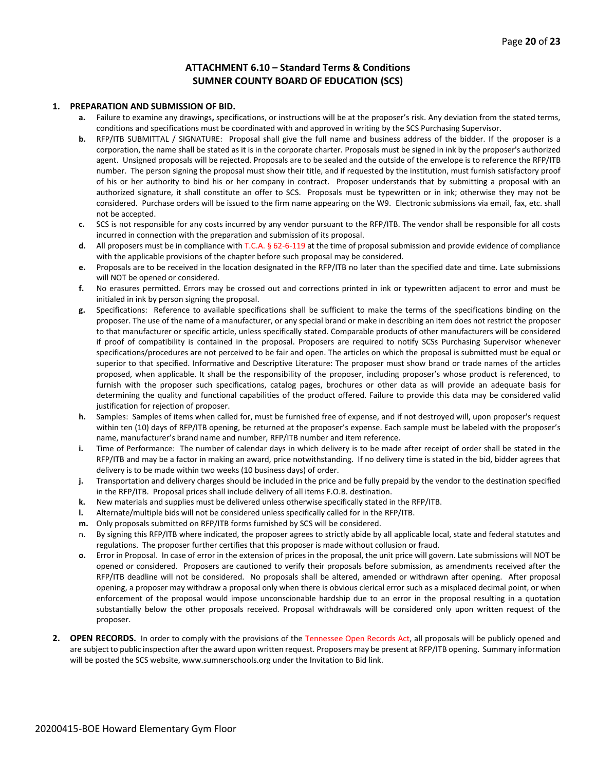## ATTACHMENT 6.10 – Standard Terms & Conditions
## SUMNER COUNTY BOARD OF EDUCATION (SCS)

**1. PREPARATION AND SUBMISSION OF BID.**

**a.** Failure to examine any drawings**,** specifications, or instructions will be at the proposer's risk. Any deviation from the stated terms, conditions and specifications must be coordinated with and approved in writing by the SCS Purchasing Supervisor.

**b.** RFP/ITB SUBMITTAL / SIGNATURE: Proposal shall give the full name and business address of the bidder. If the proposer is a corporation, the name shall be stated as it is in the corporate charter. Proposals must be signed in ink by the proposer's authorized agent. Unsigned proposals will be rejected. Proposals are to be sealed and the outside of the envelope is to reference the RFP/ITB number. The person signing the proposal must show their title, and if requested by the institution, must furnish satisfactory proof of his or her authority to bind his or her company in contract. Proposer understands that by submitting a proposal with an authorized signature, it shall constitute an offer to SCS. Proposals must be typewritten or in ink; otherwise they may not be considered. Purchase orders will be issued to the firm name appearing on the W9. Electronic submissions via email, fax, etc. shall not be accepted.

**c.** SCS is not responsible for any costs incurred by any vendor pursuant to the RFP/ITB. The vendor shall be responsible for all costs incurred in connection with the preparation and submission of its proposal.

**d.** All proposers must be in compliance with T.C.A. § 62-6-119 at the time of proposal submission and provide evidence of compliance with the applicable provisions of the chapter before such proposal may be considered.

**e.** Proposals are to be received in the location designated in the RFP/ITB no later than the specified date and time. Late submissions will NOT be opened or considered.

**f.** No erasures permitted. Errors may be crossed out and corrections printed in ink or typewritten adjacent to error and must be initialed in ink by person signing the proposal.

**g.** Specifications: Reference to available specifications shall be sufficient to make the terms of the specifications binding on the proposer. The use of the name of a manufacturer, or any special brand or make in describing an item does not restrict the proposer to that manufacturer or specific article, unless specifically stated. Comparable products of other manufacturers will be considered if proof of compatibility is contained in the proposal. Proposers are required to notify SCSs Purchasing Supervisor whenever specifications/procedures are not perceived to be fair and open. The articles on which the proposal is submitted must be equal or superior to that specified. Informative and Descriptive Literature: The proposer must show brand or trade names of the articles proposed, when applicable. It shall be the responsibility of the proposer, including proposer's whose product is referenced, to furnish with the proposer such specifications, catalog pages, brochures or other data as will provide an adequate basis for determining the quality and functional capabilities of the product offered. Failure to provide this data may be considered valid justification for rejection of proposer.

**h.** Samples: Samples of items when called for, must be furnished free of expense, and if not destroyed will, upon proposer's request within ten (10) days of RFP/ITB opening, be returned at the proposer's expense. Each sample must be labeled with the proposer's name, manufacturer's brand name and number, RFP/ITB number and item reference.

**i.** Time of Performance: The number of calendar days in which delivery is to be made after receipt of order shall be stated in the RFP/ITB and may be a factor in making an award, price notwithstanding. If no delivery time is stated in the bid, bidder agrees that delivery is to be made within two weeks (10 business days) of order.

**j.** Transportation and delivery charges should be included in the price and be fully prepaid by the vendor to the destination specified in the RFP/ITB. Proposal prices shall include delivery of all items F.O.B. destination.

**k.** New materials and supplies must be delivered unless otherwise specifically stated in the RFP/ITB.

**l.** Alternate/multiple bids will not be considered unless specifically called for in the RFP/ITB.

**m.** Only proposals submitted on RFP/ITB forms furnished by SCS will be considered.

n. By signing this RFP/ITB where indicated, the proposer agrees to strictly abide by all applicable local, state and federal statutes and regulations. The proposer further certifies that this proposer is made without collusion or fraud.

**o.** Error in Proposal. In case of error in the extension of prices in the proposal, the unit price will govern. Late submissions will NOT be opened or considered. Proposers are cautioned to verify their proposals before submission, as amendments received after the RFP/ITB deadline will not be considered. No proposals shall be altered, amended or withdrawn after opening. After proposal opening, a proposer may withdraw a proposal only when there is obvious clerical error such as a misplaced decimal point, or when enforcement of the proposal would impose unconscionable hardship due to an error in the proposal resulting in a quotation substantially below the other proposals received. Proposal withdrawals will be considered only upon written request of the proposer.

**2. OPEN RECORDS.** In order to comply with the provisions of the Tennessee Open Records Act, all proposals will be publicly opened and are subject to public inspection after the award upon written request. Proposers may be present at RFP/ITB opening. Summary information will be posted the SCS website, www.sumnerschools.org under the Invitation to Bid link.

20200415-BOE Howard Elementary Gym Floor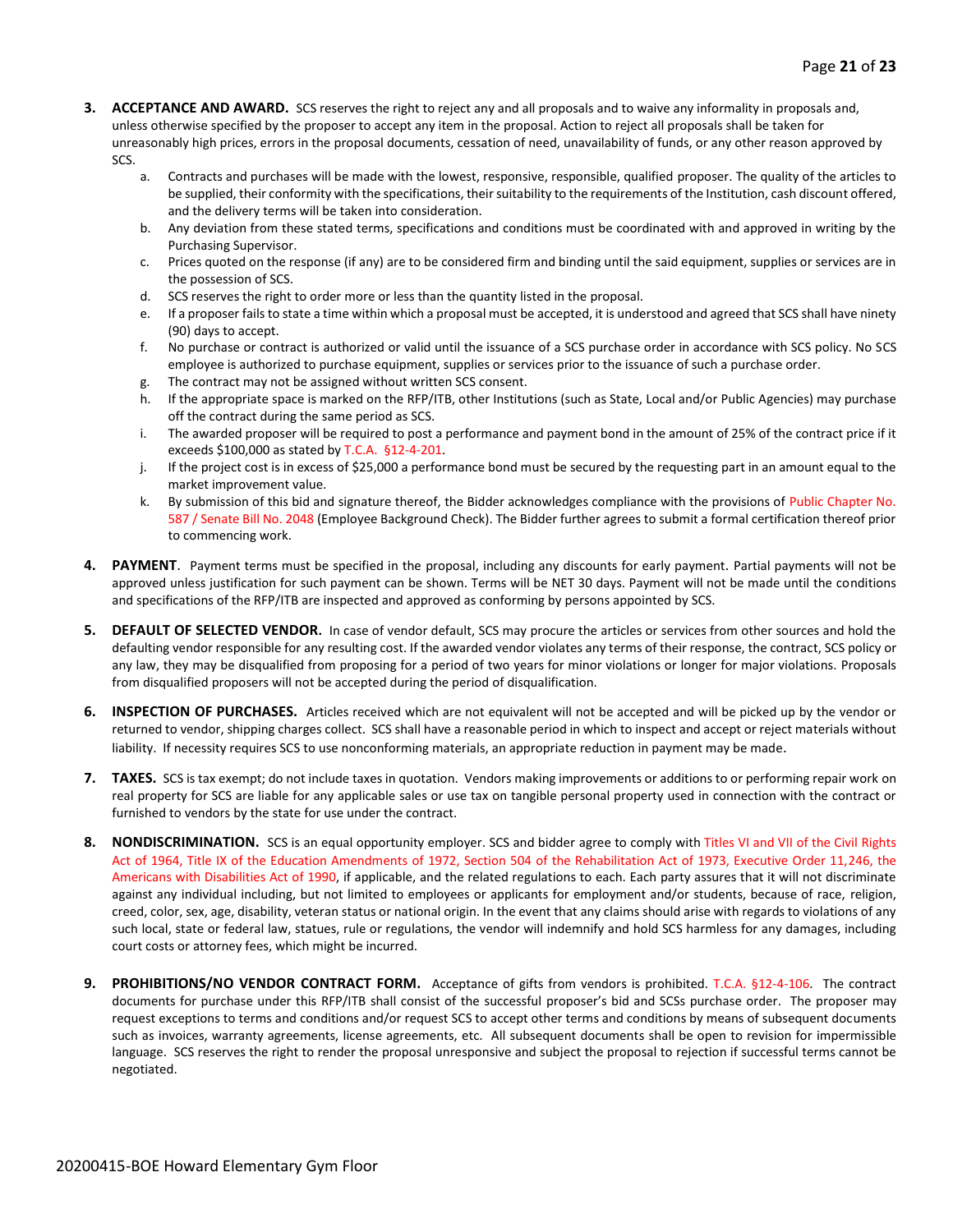3. **ACCEPTANCE AND AWARD.** SCS reserves the right to reject any and all proposals and to waive any informality in proposals and, unless otherwise specified by the proposer to accept any item in the proposal. Action to reject all proposals shall be taken for unreasonably high prices, errors in the proposal documents, cessation of need, unavailability of funds, or any other reason approved by SCS.
   a. Contracts and purchases will be made with the lowest, responsive, responsible, qualified proposer. The quality of the articles to be supplied, their conformity with the specifications, their suitability to the requirements of the Institution, cash discount offered, and the delivery terms will be taken into consideration.
   b. Any deviation from these stated terms, specifications and conditions must be coordinated with and approved in writing by the Purchasing Supervisor.
   c. Prices quoted on the response (if any) are to be considered firm and binding until the said equipment, supplies or services are in the possession of SCS.
   d. SCS reserves the right to order more or less than the quantity listed in the proposal.
   e. If a proposer fails to state a time within which a proposal must be accepted, it is understood and agreed that SCS shall have ninety (90) days to accept.
   f. No purchase or contract is authorized or valid until the issuance of a SCS purchase order in accordance with SCS policy. No SCS employee is authorized to purchase equipment, supplies or services prior to the issuance of such a purchase order.
   g. The contract may not be assigned without written SCS consent.
   h. If the appropriate space is marked on the RFP/ITB, other Institutions (such as State, Local and/or Public Agencies) may purchase off the contract during the same period as SCS.
   i. The awarded proposer will be required to post a performance and payment bond in the amount of 25% of the contract price if it exceeds $100,000 as stated by T.C.A. §12-4-201.
   j. If the project cost is in excess of $25,000 a performance bond must be secured by the requesting part in an amount equal to the market improvement value.
   k. By submission of this bid and signature thereof, the Bidder acknowledges compliance with the provisions of Public Chapter No. 587 / Senate Bill No. 2048 (Employee Background Check). The Bidder further agrees to submit a formal certification thereof prior to commencing work.

4. **PAYMENT**. Payment terms must be specified in the proposal, including any discounts for early payment. Partial payments will not be approved unless justification for such payment can be shown. Terms will be NET 30 days. Payment will not be made until the conditions and specifications of the RFP/ITB are inspected and approved as conforming by persons appointed by SCS.

5. **DEFAULT OF SELECTED VENDOR.** In case of vendor default, SCS may procure the articles or services from other sources and hold the defaulting vendor responsible for any resulting cost. If the awarded vendor violates any terms of their response, the contract, SCS policy or any law, they may be disqualified from proposing for a period of two years for minor violations or longer for major violations. Proposals from disqualified proposers will not be accepted during the period of disqualification.

6. **INSPECTION OF PURCHASES.** Articles received which are not equivalent will not be accepted and will be picked up by the vendor or returned to vendor, shipping charges collect. SCS shall have a reasonable period in which to inspect and accept or reject materials without liability. If necessity requires SCS to use nonconforming materials, an appropriate reduction in payment may be made.

7. **TAXES.** SCS is tax exempt; do not include taxes in quotation. Vendors making improvements or additions to or performing repair work on real property for SCS are liable for any applicable sales or use tax on tangible personal property used in connection with the contract or furnished to vendors by the state for use under the contract.

8. **NONDISCRIMINATION.** SCS is an equal opportunity employer. SCS and bidder agree to comply with Titles VI and VII of the Civil Rights Act of 1964, Title IX of the Education Amendments of 1972, Section 504 of the Rehabilitation Act of 1973, Executive Order 11,246, the Americans with Disabilities Act of 1990, if applicable, and the related regulations to each. Each party assures that it will not discriminate against any individual including, but not limited to employees or applicants for employment and/or students, because of race, religion, creed, color, sex, age, disability, veteran status or national origin. In the event that any claims should arise with regards to violations of any such local, state or federal law, statues, rule or regulations, the vendor will indemnify and hold SCS harmless for any damages, including court costs or attorney fees, which might be incurred.

9. **PROHIBITIONS/NO VENDOR CONTRACT FORM.** Acceptance of gifts from vendors is prohibited. T.C.A. §12-4-106. The contract documents for purchase under this RFP/ITB shall consist of the successful proposer's bid and SCSs purchase order. The proposer may request exceptions to terms and conditions and/or request SCS to accept other terms and conditions by means of subsequent documents such as invoices, warranty agreements, license agreements, etc. All subsequent documents shall be open to revision for impermissible language. SCS reserves the right to render the proposal unresponsive and subject the proposal to rejection if successful terms cannot be negotiated.

20200415-BOE Howard Elementary Gym Floor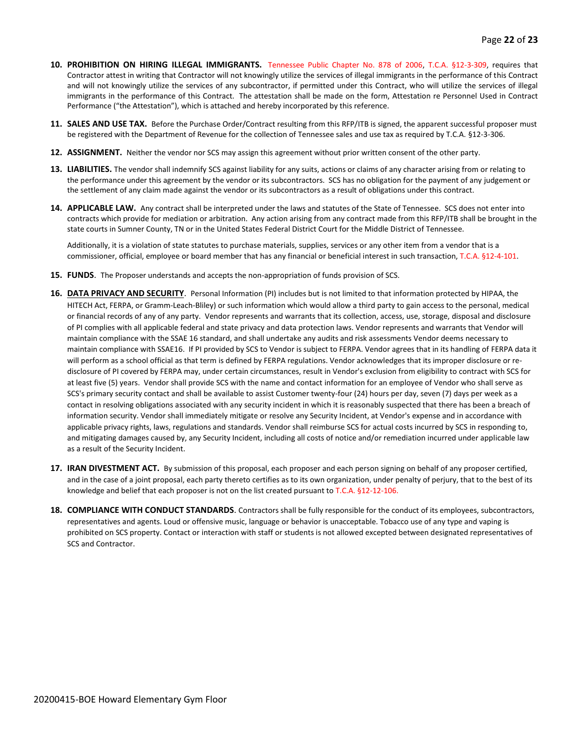10. **PROHIBITION ON HIRING ILLEGAL IMMIGRANTS.** Tennessee Public Chapter No. 878 of 2006, T.C.A. §12-3-309, requires that Contractor attest in writing that Contractor will not knowingly utilize the services of illegal immigrants in the performance of this Contract and will not knowingly utilize the services of any subcontractor, if permitted under this Contract, who will utilize the services of illegal immigrants in the performance of this Contract. The attestation shall be made on the form, Attestation re Personnel Used in Contract Performance ("the Attestation"), which is attached and hereby incorporated by this reference.

11. **SALES AND USE TAX.** Before the Purchase Order/Contract resulting from this RFP/ITB is signed, the apparent successful proposer must be registered with the Department of Revenue for the collection of Tennessee sales and use tax as required by T.C.A. §12-3-306.

12. **ASSIGNMENT.** Neither the vendor nor SCS may assign this agreement without prior written consent of the other party.

13. **LIABILITIES.** The vendor shall indemnify SCS against liability for any suits, actions or claims of any character arising from or relating to the performance under this agreement by the vendor or its subcontractors. SCS has no obligation for the payment of any judgement or the settlement of any claim made against the vendor or its subcontractors as a result of obligations under this contract.

14. **APPLICABLE LAW.** Any contract shall be interpreted under the laws and statutes of the State of Tennessee. SCS does not enter into contracts which provide for mediation or arbitration. Any action arising from any contract made from this RFP/ITB shall be brought in the state courts in Sumner County, TN or in the United States Federal District Court for the Middle District of Tennessee.

    Additionally, it is a violation of state statutes to purchase materials, supplies, services or any other item from a vendor that is a commissioner, official, employee or board member that has any financial or beneficial interest in such transaction, T.C.A. §12-4-101.

15. **FUNDS**. The Proposer understands and accepts the non-appropriation of funds provision of SCS.

16. **DATA PRIVACY AND SECURITY**. Personal Information (PI) includes but is not limited to that information protected by HIPAA, the HITECH Act, FERPA, or Gramm-Leach-Bliley) or such information which would allow a third party to gain access to the personal, medical or financial records of any of any party. Vendor represents and warrants that its collection, access, use, storage, disposal and disclosure of PI complies with all applicable federal and state privacy and data protection laws. Vendor represents and warrants that Vendor will maintain compliance with the SSAE 16 standard, and shall undertake any audits and risk assessments Vendor deems necessary to maintain compliance with SSAE16. If PI provided by SCS to Vendor is subject to FERPA. Vendor agrees that in its handling of FERPA data it will perform as a school official as that term is defined by FERPA regulations. Vendor acknowledges that its improper disclosure or re-disclosure of PI covered by FERPA may, under certain circumstances, result in Vendor's exclusion from eligibility to contract with SCS for at least five (5) years. Vendor shall provide SCS with the name and contact information for an employee of Vendor who shall serve as SCS's primary security contact and shall be available to assist Customer twenty-four (24) hours per day, seven (7) days per week as a contact in resolving obligations associated with any security incident in which it is reasonably suspected that there has been a breach of information security. Vendor shall immediately mitigate or resolve any Security Incident, at Vendor's expense and in accordance with applicable privacy rights, laws, regulations and standards. Vendor shall reimburse SCS for actual costs incurred by SCS in responding to, and mitigating damages caused by, any Security Incident, including all costs of notice and/or remediation incurred under applicable law as a result of the Security Incident.

17. **IRAN DIVESTMENT ACT.** By submission of this proposal, each proposer and each person signing on behalf of any proposer certified, and in the case of a joint proposal, each party thereto certifies as to its own organization, under penalty of perjury, that to the best of its knowledge and belief that each proposer is not on the list created pursuant to T.C.A. §12-12-106.

18. **COMPLIANCE WITH CONDUCT STANDARDS**. Contractors shall be fully responsible for the conduct of its employees, subcontractors, representatives and agents. Loud or offensive music, language or behavior is unacceptable. Tobacco use of any type and vaping is prohibited on SCS property. Contact or interaction with staff or students is not allowed excepted between designated representatives of SCS and Contractor.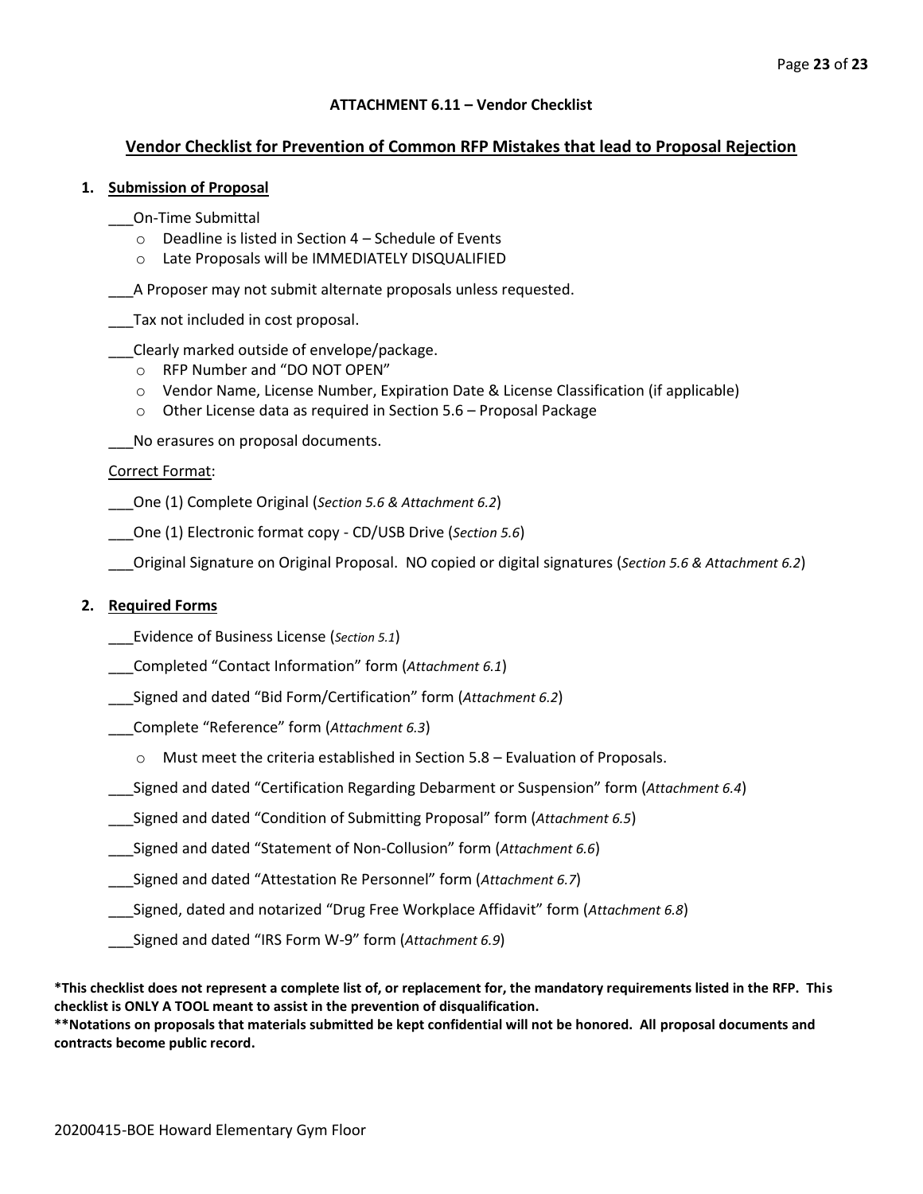### ATTACHMENT 6.11 – Vendor Checklist

## Vendor Checklist for Prevention of Common RFP Mistakes that lead to Proposal Rejection

1. **Submission of Proposal**

___On-Time Submittal
- Deadline is listed in Section 4 – Schedule of Events
- Late Proposals will be IMMEDIATELY DISQUALIFIED

___A Proposer may not submit alternate proposals unless requested.

___Tax not included in cost proposal.

___Clearly marked outside of envelope/package.
- RFP Number and "DO NOT OPEN"
- Vendor Name, License Number, Expiration Date & License Classification (if applicable)
- Other License data as required in Section 5.6 – Proposal Package

___No erasures on proposal documents.

Correct Format:

___One (1) Complete Original (*Section 5.6 & Attachment 6.2*)

___One (1) Electronic format copy - CD/USB Drive (*Section 5.6*)

___Original Signature on Original Proposal. NO copied or digital signatures (*Section 5.6 & Attachment 6.2*)

2. **Required Forms**

___Evidence of Business License (*Section 5.1*)

___Completed "Contact Information" form (*Attachment 6.1*)

___Signed and dated "Bid Form/Certification" form (*Attachment 6.2*)

___Complete "Reference" form (*Attachment 6.3*)
- Must meet the criteria established in Section 5.8 – Evaluation of Proposals.

___Signed and dated "Certification Regarding Debarment or Suspension" form (*Attachment 6.4*)

___Signed and dated "Condition of Submitting Proposal" form (*Attachment 6.5*)

___Signed and dated "Statement of Non-Collusion" form (*Attachment 6.6*)

___Signed and dated "Attestation Re Personnel" form (*Attachment 6.7*)

___Signed, dated and notarized "Drug Free Workplace Affidavit" form (*Attachment 6.8*)

___Signed and dated "IRS Form W-9" form (*Attachment 6.9*)

**\*This checklist does not represent a complete list of, or replacement for, the mandatory requirements listed in the RFP. This checklist is ONLY A TOOL meant to assist in the prevention of disqualification.**

**\*\*Notations on proposals that materials submitted be kept confidential will not be honored. All proposal documents and contracts become public record.**